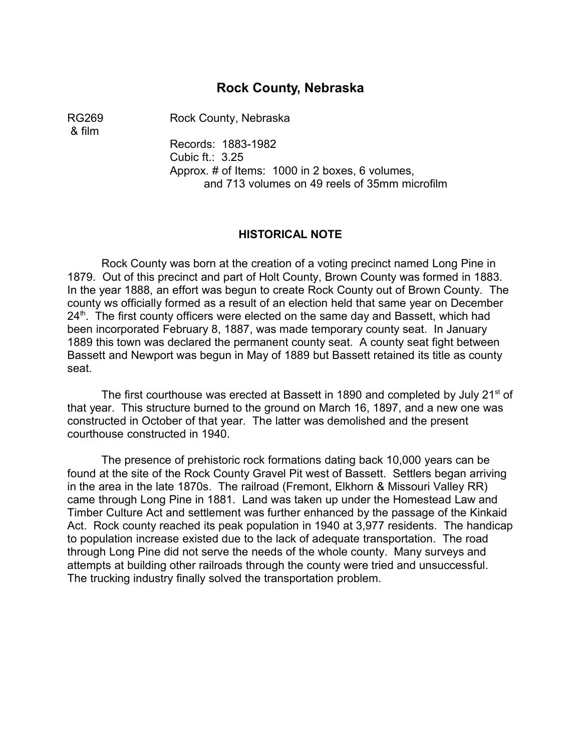# Rock County, Nebraska

RG269 & film — Rock County, Nebraska

Records: 1883-1982
Cubic ft.: 3.25
Approx. # of Items: 1000 in 2 boxes, 6 volumes, and 713 volumes on 49 reels of 35mm microfilm

## HISTORICAL NOTE

Rock County was born at the creation of a voting precinct named Long Pine in 1879. Out of this precinct and part of Holt County, Brown County was formed in 1883. In the year 1888, an effort was begun to create Rock County out of Brown County. The county ws officially formed as a result of an election held that same year on December 24th. The first county officers were elected on the same day and Bassett, which had been incorporated February 8, 1887, was made temporary county seat. In January 1889 this town was declared the permanent county seat. A county seat fight between Bassett and Newport was begun in May of 1889 but Bassett retained its title as county seat.

The first courthouse was erected at Bassett in 1890 and completed by July 21st of that year. This structure burned to the ground on March 16, 1897, and a new one was constructed in October of that year. The latter was demolished and the present courthouse constructed in 1940.

The presence of prehistoric rock formations dating back 10,000 years can be found at the site of the Rock County Gravel Pit west of Bassett. Settlers began arriving in the area in the late 1870s. The railroad (Fremont, Elkhorn & Missouri Valley RR) came through Long Pine in 1881. Land was taken up under the Homestead Law and Timber Culture Act and settlement was further enhanced by the passage of the Kinkaid Act. Rock county reached its peak population in 1940 at 3,977 residents. The handicap to population increase existed due to the lack of adequate transportation. The road through Long Pine did not serve the needs of the whole county. Many surveys and attempts at building other railroads through the county were tried and unsuccessful. The trucking industry finally solved the transportation problem.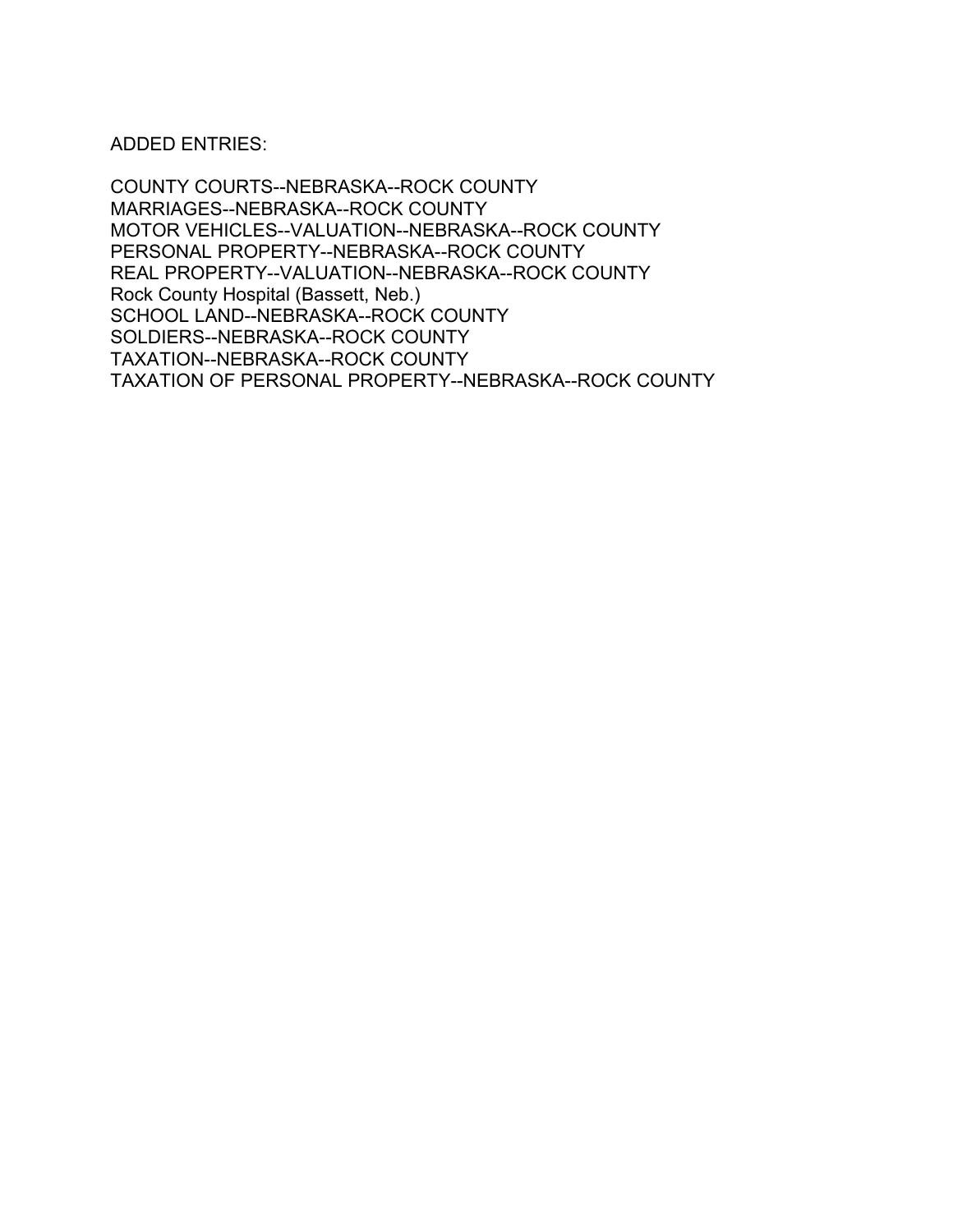ADDED ENTRIES:

COUNTY COURTS--NEBRASKA--ROCK COUNTY
MARRIAGES--NEBRASKA--ROCK COUNTY
MOTOR VEHICLES--VALUATION--NEBRASKA--ROCK COUNTY
PERSONAL PROPERTY--NEBRASKA--ROCK COUNTY
REAL PROPERTY--VALUATION--NEBRASKA--ROCK COUNTY
Rock County Hospital (Bassett, Neb.)
SCHOOL LAND--NEBRASKA--ROCK COUNTY
SOLDIERS--NEBRASKA--ROCK COUNTY
TAXATION--NEBRASKA--ROCK COUNTY
TAXATION OF PERSONAL PROPERTY--NEBRASKA--ROCK COUNTY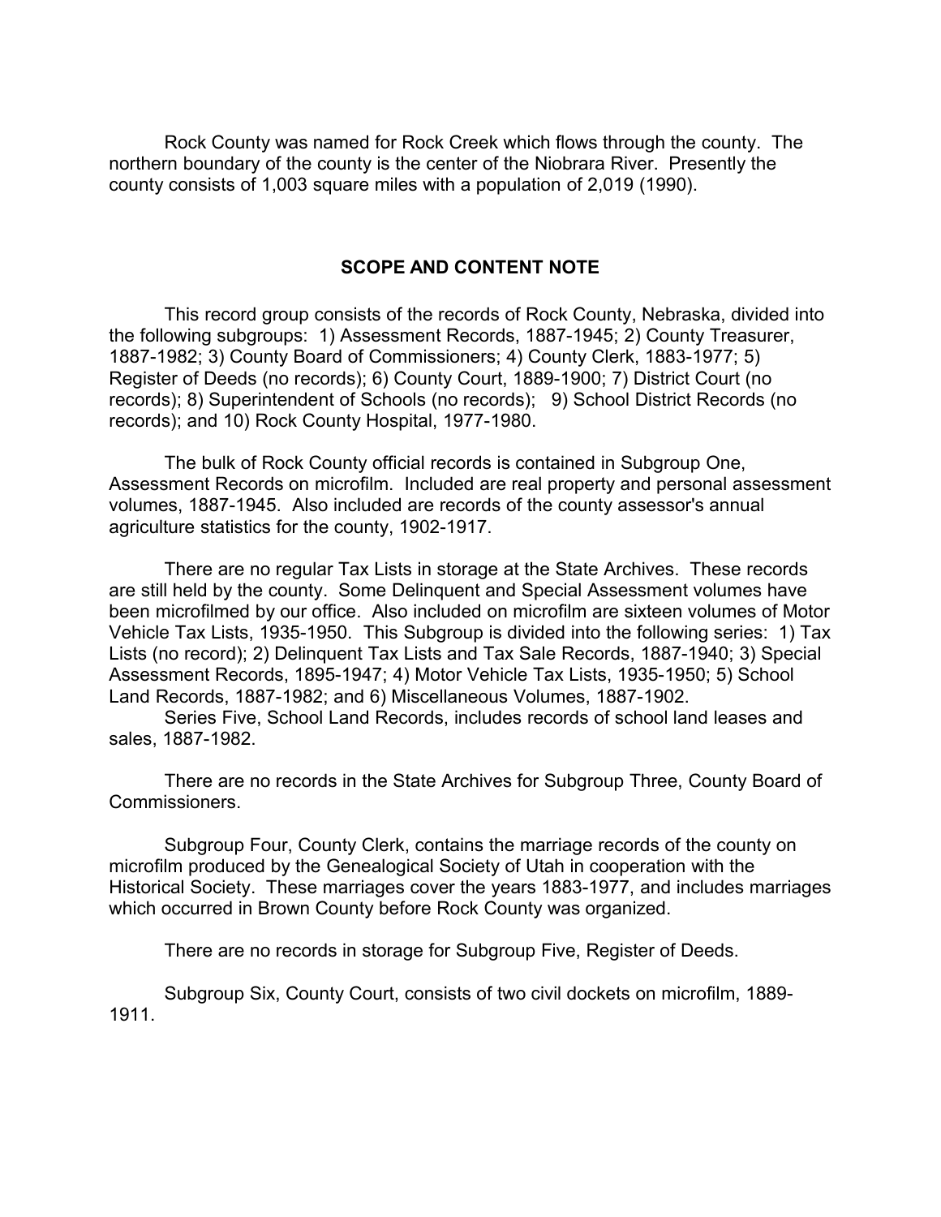Rock County was named for Rock Creek which flows through the county. The northern boundary of the county is the center of the Niobrara River. Presently the county consists of 1,003 square miles with a population of 2,019 (1990).

## SCOPE AND CONTENT NOTE

This record group consists of the records of Rock County, Nebraska, divided into the following subgroups: 1) Assessment Records, 1887-1945; 2) County Treasurer, 1887-1982; 3) County Board of Commissioners; 4) County Clerk, 1883-1977; 5) Register of Deeds (no records); 6) County Court, 1889-1900; 7) District Court (no records); 8) Superintendent of Schools (no records); 9) School District Records (no records); and 10) Rock County Hospital, 1977-1980.

The bulk of Rock County official records is contained in Subgroup One, Assessment Records on microfilm. Included are real property and personal assessment volumes, 1887-1945. Also included are records of the county assessor's annual agriculture statistics for the county, 1902-1917.

There are no regular Tax Lists in storage at the State Archives. These records are still held by the county. Some Delinquent and Special Assessment volumes have been microfilmed by our office. Also included on microfilm are sixteen volumes of Motor Vehicle Tax Lists, 1935-1950. This Subgroup is divided into the following series: 1) Tax Lists (no record); 2) Delinquent Tax Lists and Tax Sale Records, 1887-1940; 3) Special Assessment Records, 1895-1947; 4) Motor Vehicle Tax Lists, 1935-1950; 5) School Land Records, 1887-1982; and 6) Miscellaneous Volumes, 1887-1902.

Series Five, School Land Records, includes records of school land leases and sales, 1887-1982.

There are no records in the State Archives for Subgroup Three, County Board of Commissioners.

Subgroup Four, County Clerk, contains the marriage records of the county on microfilm produced by the Genealogical Society of Utah in cooperation with the Historical Society. These marriages cover the years 1883-1977, and includes marriages which occurred in Brown County before Rock County was organized.

There are no records in storage for Subgroup Five, Register of Deeds.

Subgroup Six, County Court, consists of two civil dockets on microfilm, 1889-1911.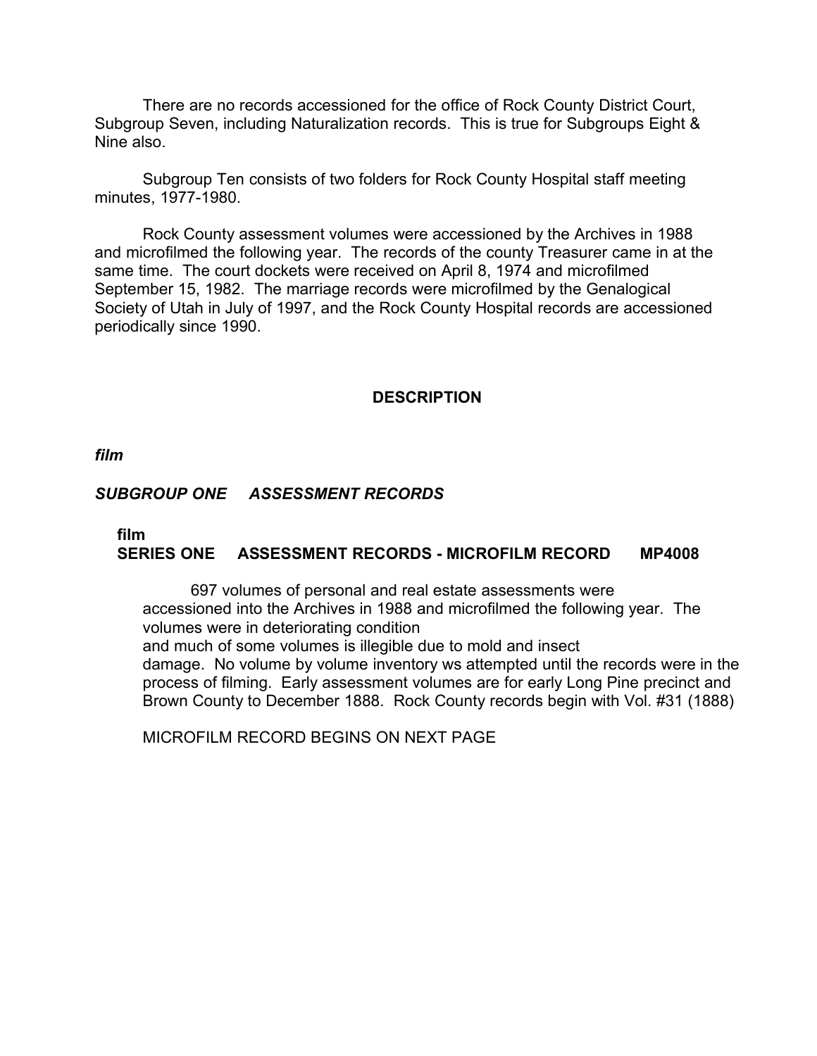There are no records accessioned for the office of Rock County District Court, Subgroup Seven, including Naturalization records. This is true for Subgroups Eight & Nine also.

Subgroup Ten consists of two folders for Rock County Hospital staff meeting minutes, 1977-1980.

Rock County assessment volumes were accessioned by the Archives in 1988 and microfilmed the following year. The records of the county Treasurer came in at the same time. The court dockets were received on April 8, 1974 and microfilmed September 15, 1982. The marriage records were microfilmed by the Genalogical Society of Utah in July of 1997, and the Rock County Hospital records are accessioned periodically since 1990.

## DESCRIPTION

***film***

***SUBGROUP ONE ASSESSMENT RECORDS***

**film**
**SERIES ONE ASSESSMENT RECORDS - MICROFILM RECORD MP4008**

697 volumes of personal and real estate assessments were accessioned into the Archives in 1988 and microfilmed the following year. The volumes were in deteriorating condition and much of some volumes is illegible due to mold and insect damage. No volume by volume inventory ws attempted until the records were in the process of filming. Early assessment volumes are for early Long Pine precinct and Brown County to December 1888. Rock County records begin with Vol. #31 (1888)

MICROFILM RECORD BEGINS ON NEXT PAGE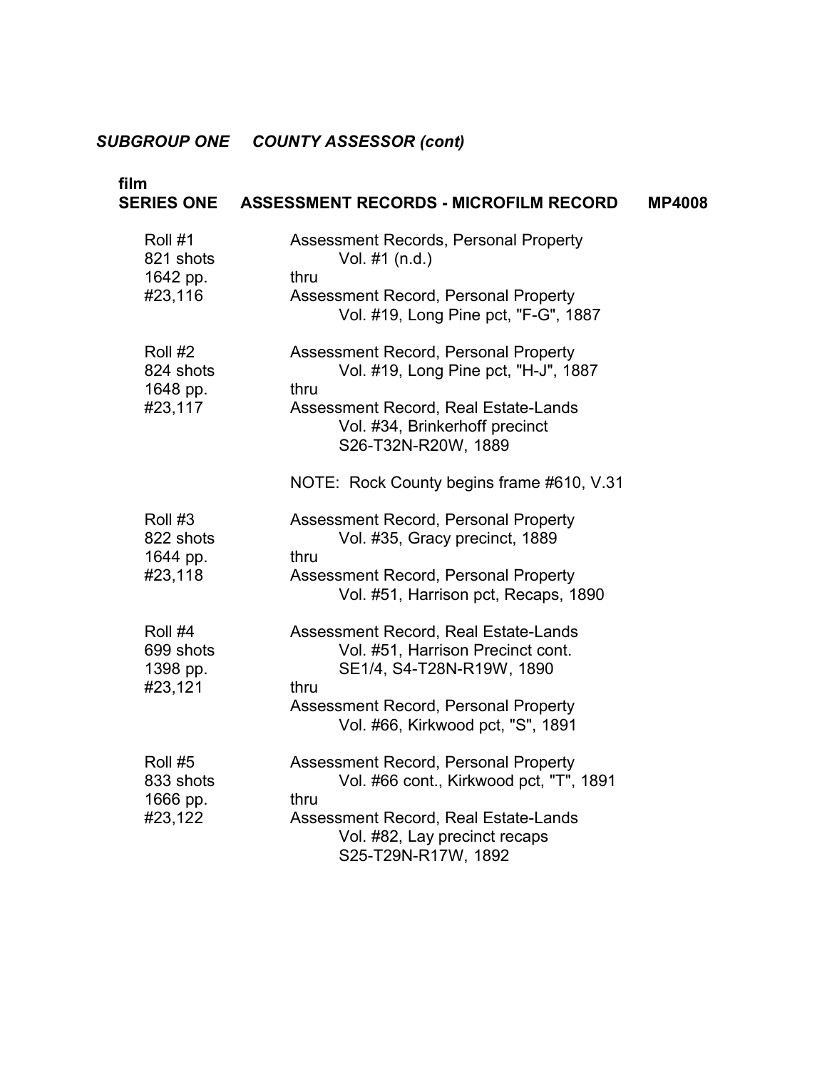***SUBGROUP ONE    COUNTY ASSESSOR (cont)***

**film**
**SERIES ONE    ASSESSMENT RECORDS - MICROFILM RECORD    MP4008**

| | |
|---|---|
| Roll #1<br>821 shots<br>1642 pp.<br>#23,116 | Assessment Records, Personal Property<br>Vol. #1 (n.d.)<br>thru<br>Assessment Record, Personal Property<br>Vol. #19, Long Pine pct, "F-G", 1887 |
| Roll #2<br>824 shots<br>1648 pp.<br>#23,117 | Assessment Record, Personal Property<br>Vol. #19, Long Pine pct, "H-J", 1887<br>thru<br>Assessment Record, Real Estate-Lands<br>Vol. #34, Brinkerhoff precinct<br>S26-T32N-R20W, 1889<br><br>NOTE: Rock County begins frame #610, V.31 |
| Roll #3<br>822 shots<br>1644 pp.<br>#23,118 | Assessment Record, Personal Property<br>Vol. #35, Gracy precinct, 1889<br>thru<br>Assessment Record, Personal Property<br>Vol. #51, Harrison pct, Recaps, 1890 |
| Roll #4<br>699 shots<br>1398 pp.<br>#23,121 | Assessment Record, Real Estate-Lands<br>Vol. #51, Harrison Precinct cont.<br>SE1/4, S4-T28N-R19W, 1890<br>thru<br>Assessment Record, Personal Property<br>Vol. #66, Kirkwood pct, "S", 1891 |
| Roll #5<br>833 shots<br>1666 pp.<br>#23,122 | Assessment Record, Personal Property<br>Vol. #66 cont., Kirkwood pct, "T", 1891<br>thru<br>Assessment Record, Real Estate-Lands<br>Vol. #82, Lay precinct recaps<br>S25-T29N-R17W, 1892 |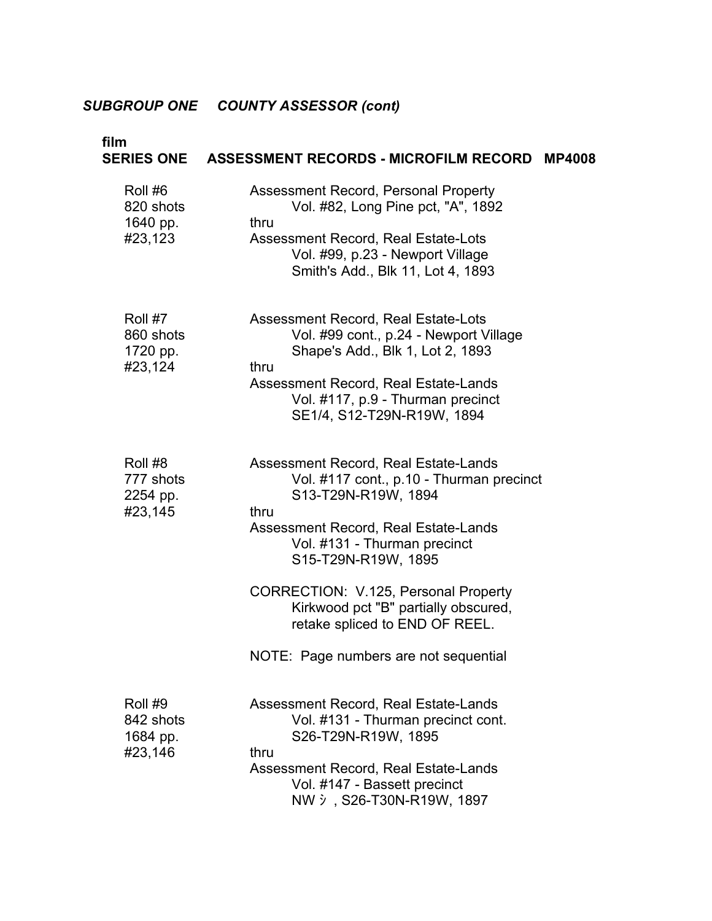***SUBGROUP ONE COUNTY ASSESSOR (cont)***

**film**
**SERIES ONE ASSESSMENT RECORDS - MICROFILM RECORD MP4008**

| | |
|---|---|
| Roll #6<br>820 shots<br>1640 pp.<br>#23,123 | Assessment Record, Personal Property<br>Vol. #82, Long Pine pct, "A", 1892<br>thru<br>Assessment Record, Real Estate-Lots<br>Vol. #99, p.23 - Newport Village<br>Smith's Add., Blk 11, Lot 4, 1893 |
| Roll #7<br>860 shots<br>1720 pp.<br>#23,124 | Assessment Record, Real Estate-Lots<br>Vol. #99 cont., p.24 - Newport Village<br>Shape's Add., Blk 1, Lot 2, 1893<br>thru<br>Assessment Record, Real Estate-Lands<br>Vol. #117, p.9 - Thurman precinct<br>SE1/4, S12-T29N-R19W, 1894 |
| Roll #8<br>777 shots<br>2254 pp.<br>#23,145 | Assessment Record, Real Estate-Lands<br>Vol. #117 cont., p.10 - Thurman precinct<br>S13-T29N-R19W, 1894<br>thru<br>Assessment Record, Real Estate-Lands<br>Vol. #131 - Thurman precinct<br>S15-T29N-R19W, 1895<br><br>CORRECTION: V.125, Personal Property<br>Kirkwood pct "B" partially obscured,<br>retake spliced to END OF REEL.<br><br>NOTE: Page numbers are not sequential |
| Roll #9<br>842 shots<br>1684 pp.<br>#23,146 | Assessment Record, Real Estate-Lands<br>Vol. #131 - Thurman precinct cont.<br>S26-T29N-R19W, 1895<br>thru<br>Assessment Record, Real Estate-Lands<br>Vol. #147 - Bassett precinct<br>NW ｼ , S26-T30N-R19W, 1897 |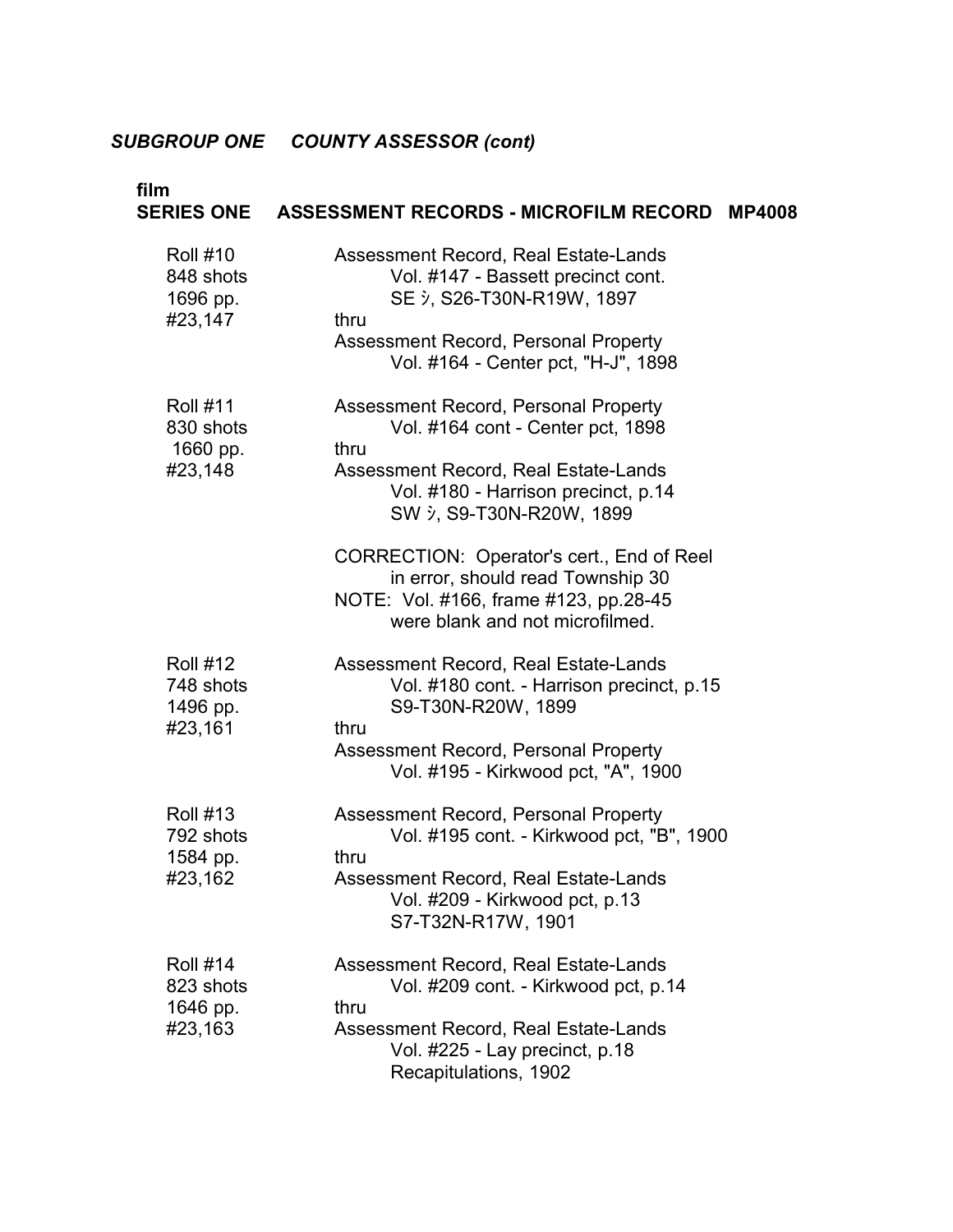***SUBGROUP ONE     COUNTY ASSESSOR (cont)***

**film**
**SERIES ONE     ASSESSMENT RECORDS - MICROFILM RECORD   MP4008**

| | |
|---|---|
| Roll #10<br>848 shots<br>1696 pp.<br>#23,147 | Assessment Record, Real Estate-Lands<br>Vol. #147 - Bassett precinct cont.<br>SE ½, S26-T30N-R19W, 1897<br>thru<br>Assessment Record, Personal Property<br>Vol. #164 - Center pct, "H-J", 1898 |
| Roll #11<br>830 shots<br>1660 pp.<br>#23,148 | Assessment Record, Personal Property<br>Vol. #164 cont - Center pct, 1898<br>thru<br>Assessment Record, Real Estate-Lands<br>Vol. #180 - Harrison precinct, p.14<br>SW ½, S9-T30N-R20W, 1899<br><br>CORRECTION: Operator's cert., End of Reel in error, should read Township 30<br>NOTE: Vol. #166, frame #123, pp.28-45 were blank and not microfilmed. |
| Roll #12<br>748 shots<br>1496 pp.<br>#23,161 | Assessment Record, Real Estate-Lands<br>Vol. #180 cont. - Harrison precinct, p.15<br>S9-T30N-R20W, 1899<br>thru<br>Assessment Record, Personal Property<br>Vol. #195 - Kirkwood pct, "A", 1900 |
| Roll #13<br>792 shots<br>1584 pp.<br>#23,162 | Assessment Record, Personal Property<br>Vol. #195 cont. - Kirkwood pct, "B", 1900<br>thru<br>Assessment Record, Real Estate-Lands<br>Vol. #209 - Kirkwood pct, p.13<br>S7-T32N-R17W, 1901 |
| Roll #14<br>823 shots<br>1646 pp.<br>#23,163 | Assessment Record, Real Estate-Lands<br>Vol. #209 cont. - Kirkwood pct, p.14<br>thru<br>Assessment Record, Real Estate-Lands<br>Vol. #225 - Lay precinct, p.18<br>Recapitulations, 1902 |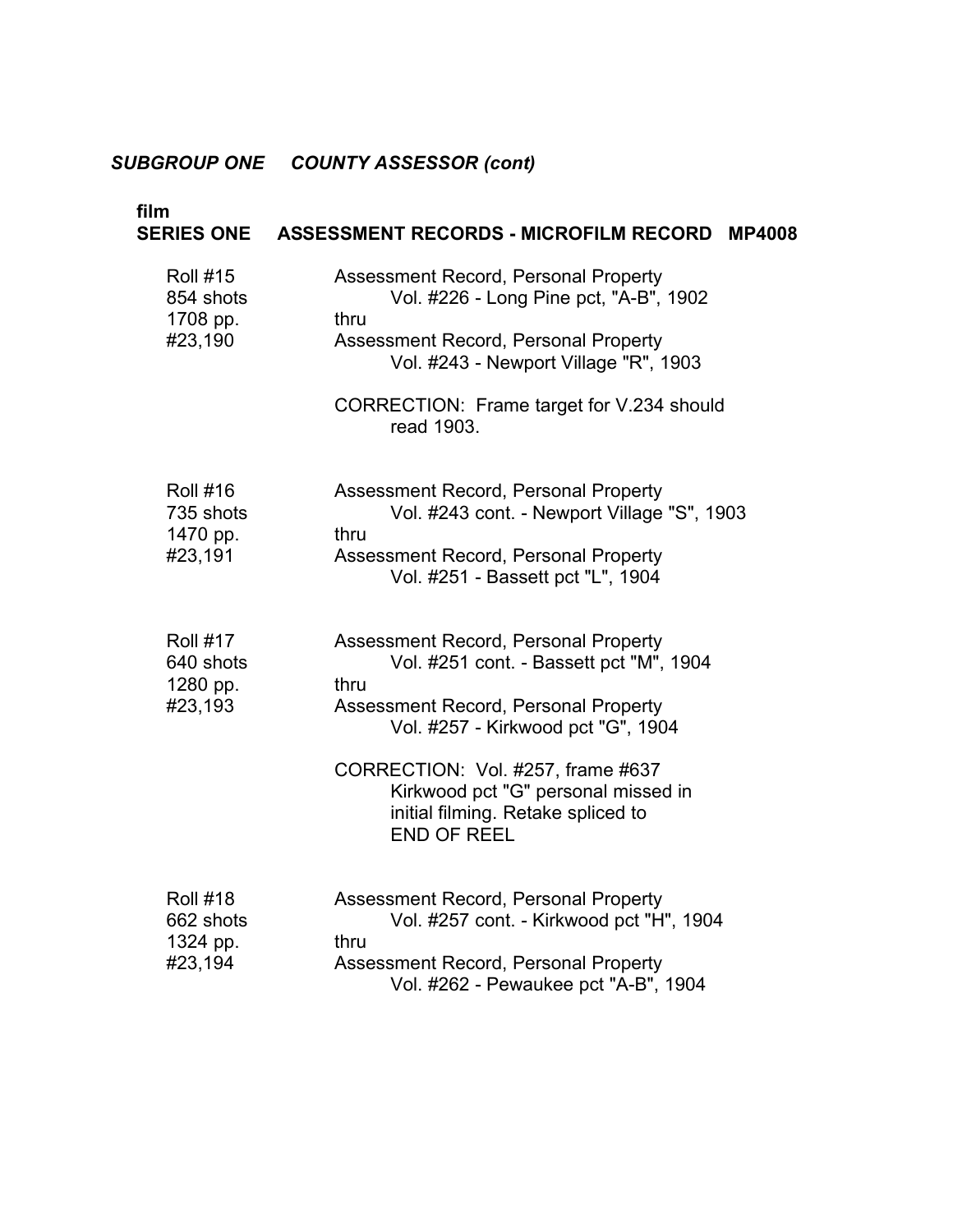### *SUBGROUP ONE COUNTY ASSESSOR (cont)*

**film**
**SERIES ONE ASSESSMENT RECORDS - MICROFILM RECORD MP4008**

| | |
|---|---|
| Roll #15<br>854 shots<br>1708 pp.<br>#23,190 | Assessment Record, Personal Property<br>Vol. #226 - Long Pine pct, "A-B", 1902<br>thru<br>Assessment Record, Personal Property<br>Vol. #243 - Newport Village "R", 1903<br><br>CORRECTION: Frame target for V.234 should read 1903. |
| Roll #16<br>735 shots<br>1470 pp.<br>#23,191 | Assessment Record, Personal Property<br>Vol. #243 cont. - Newport Village "S", 1903<br>thru<br>Assessment Record, Personal Property<br>Vol. #251 - Bassett pct "L", 1904 |
| Roll #17<br>640 shots<br>1280 pp.<br>#23,193 | Assessment Record, Personal Property<br>Vol. #251 cont. - Bassett pct "M", 1904<br>thru<br>Assessment Record, Personal Property<br>Vol. #257 - Kirkwood pct "G", 1904<br><br>CORRECTION: Vol. #257, frame #637 Kirkwood pct "G" personal missed in initial filming. Retake spliced to END OF REEL |
| Roll #18<br>662 shots<br>1324 pp.<br>#23,194 | Assessment Record, Personal Property<br>Vol. #257 cont. - Kirkwood pct "H", 1904<br>thru<br>Assessment Record, Personal Property<br>Vol. #262 - Pewaukee pct "A-B", 1904 |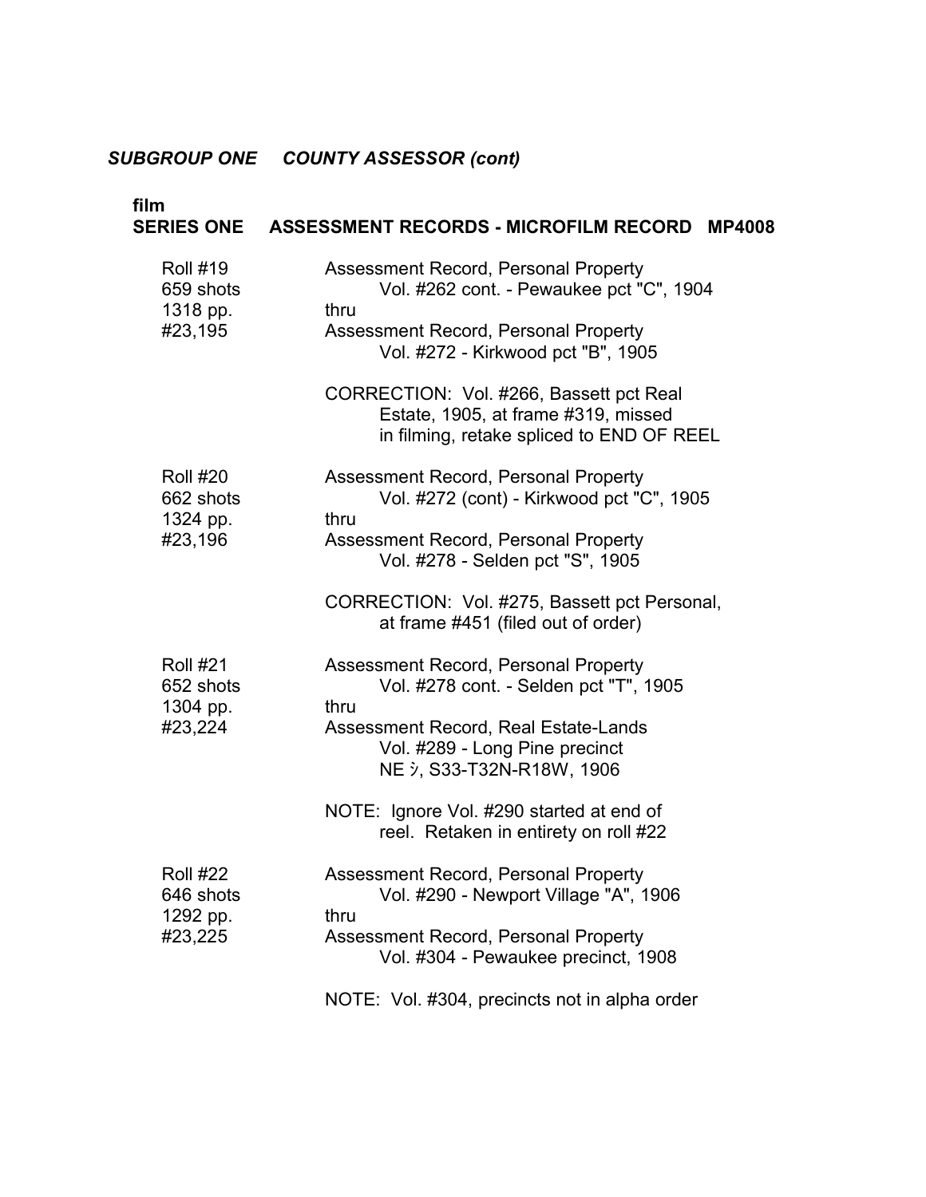***SUBGROUP ONE COUNTY ASSESSOR (cont)***

**film**
**SERIES ONE ASSESSMENT RECORDS - MICROFILM RECORD MP4008**

| | |
|---|---|
| Roll #19<br>659 shots<br>1318 pp.<br>#23,195 | Assessment Record, Personal Property<br>Vol. #262 cont. - Pewaukee pct "C", 1904<br>thru<br>Assessment Record, Personal Property<br>Vol. #272 - Kirkwood pct "B", 1905<br><br>CORRECTION: Vol. #266, Bassett pct Real Estate, 1905, at frame #319, missed in filming, retake spliced to END OF REEL |
| Roll #20<br>662 shots<br>1324 pp.<br>#23,196 | Assessment Record, Personal Property<br>Vol. #272 (cont) - Kirkwood pct "C", 1905<br>thru<br>Assessment Record, Personal Property<br>Vol. #278 - Selden pct "S", 1905<br><br>CORRECTION: Vol. #275, Bassett pct Personal, at frame #451 (filed out of order) |
| Roll #21<br>652 shots<br>1304 pp.<br>#23,224 | Assessment Record, Personal Property<br>Vol. #278 cont. - Selden pct "T", 1905<br>thru<br>Assessment Record, Real Estate-Lands<br>Vol. #289 - Long Pine precinct<br>NE ¼, S33-T32N-R18W, 1906<br><br>NOTE: Ignore Vol. #290 started at end of reel. Retaken in entirety on roll #22 |
| Roll #22<br>646 shots<br>1292 pp.<br>#23,225 | Assessment Record, Personal Property<br>Vol. #290 - Newport Village "A", 1906<br>thru<br>Assessment Record, Personal Property<br>Vol. #304 - Pewaukee precinct, 1908<br><br>NOTE: Vol. #304, precincts not in alpha order |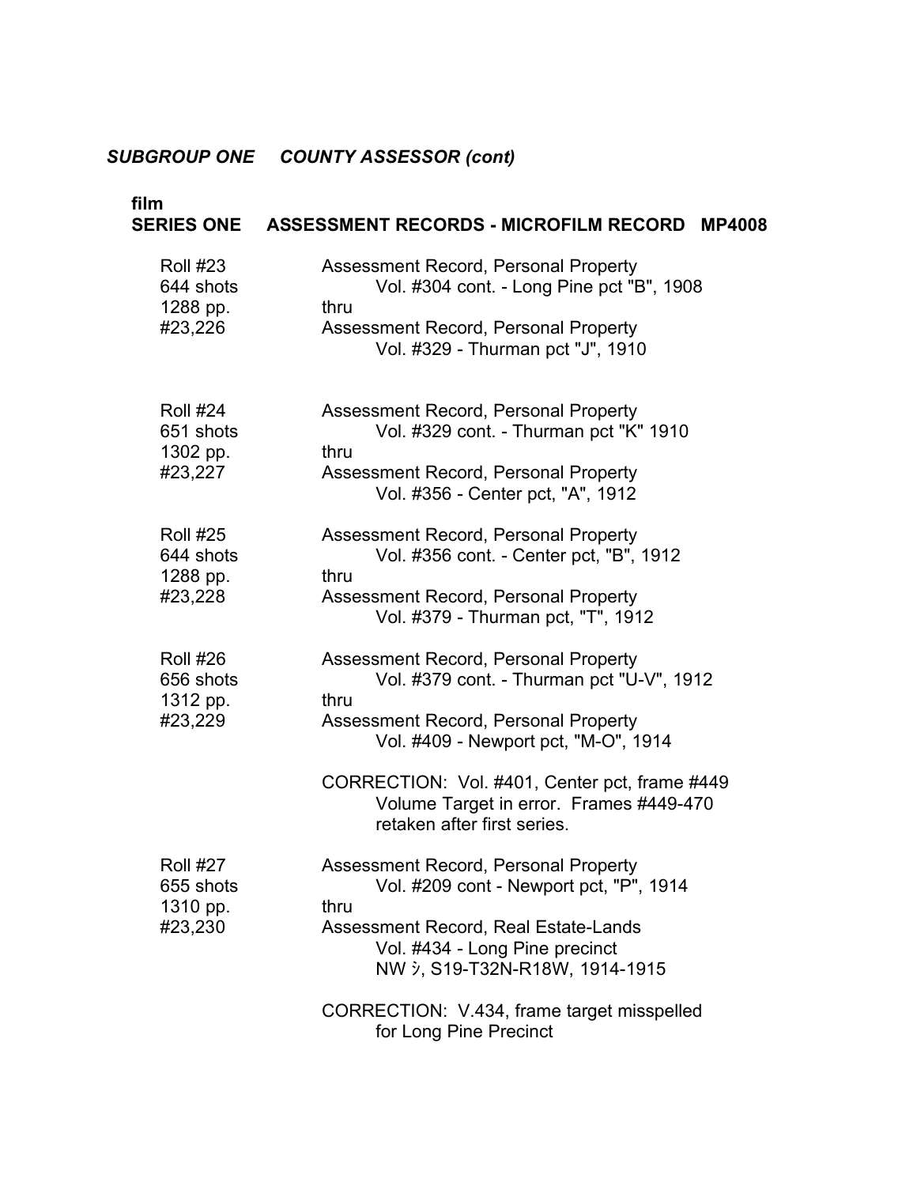***SUBGROUP ONE COUNTY ASSESSOR (cont)***

**film**
**SERIES ONE ASSESSMENT RECORDS - MICROFILM RECORD MP4008**

| | |
|---|---|
| Roll #23<br>644 shots<br>1288 pp.<br>#23,226 | Assessment Record, Personal Property<br>Vol. #304 cont. - Long Pine pct "B", 1908<br>thru<br>Assessment Record, Personal Property<br>Vol. #329 - Thurman pct "J", 1910 |
| Roll #24<br>651 shots<br>1302 pp.<br>#23,227 | Assessment Record, Personal Property<br>Vol. #329 cont. - Thurman pct "K" 1910<br>thru<br>Assessment Record, Personal Property<br>Vol. #356 - Center pct, "A", 1912 |
| Roll #25<br>644 shots<br>1288 pp.<br>#23,228 | Assessment Record, Personal Property<br>Vol. #356 cont. - Center pct, "B", 1912<br>thru<br>Assessment Record, Personal Property<br>Vol. #379 - Thurman pct, "T", 1912 |
| Roll #26<br>656 shots<br>1312 pp.<br>#23,229 | Assessment Record, Personal Property<br>Vol. #379 cont. - Thurman pct "U-V", 1912<br>thru<br>Assessment Record, Personal Property<br>Vol. #409 - Newport pct, "M-O", 1914<br><br>CORRECTION: Vol. #401, Center pct, frame #449<br>Volume Target in error. Frames #449-470<br>retaken after first series. |
| Roll #27<br>655 shots<br>1310 pp.<br>#23,230 | Assessment Record, Personal Property<br>Vol. #209 cont - Newport pct, "P", 1914<br>thru<br>Assessment Record, Real Estate-Lands<br>Vol. #434 - Long Pine precinct<br>NW ¼, S19-T32N-R18W, 1914-1915<br><br>CORRECTION: V.434, frame target misspelled<br>for Long Pine Precinct |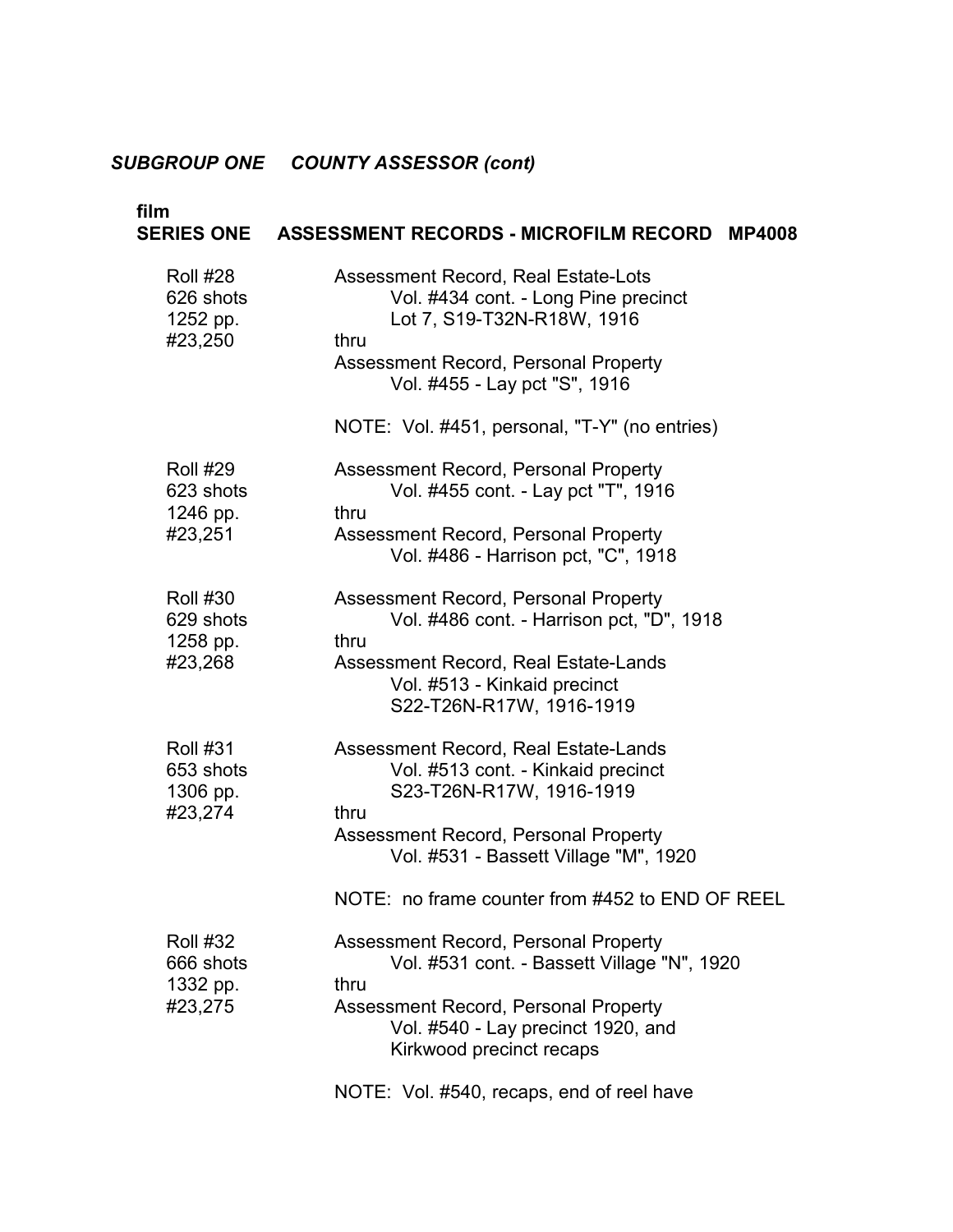***SUBGROUP ONE COUNTY ASSESSOR (cont)***

**film**
**SERIES ONE ASSESSMENT RECORDS - MICROFILM RECORD MP4008**

| | |
|---|---|
| Roll #28<br>626 shots<br>1252 pp.<br>#23,250 | Assessment Record, Real Estate-Lots<br>Vol. #434 cont. - Long Pine precinct<br>Lot 7, S19-T32N-R18W, 1916<br>thru<br>Assessment Record, Personal Property<br>Vol. #455 - Lay pct "S", 1916<br><br>NOTE: Vol. #451, personal, "T-Y" (no entries) |
| Roll #29<br>623 shots<br>1246 pp.<br>#23,251 | Assessment Record, Personal Property<br>Vol. #455 cont. - Lay pct "T", 1916<br>thru<br>Assessment Record, Personal Property<br>Vol. #486 - Harrison pct, "C", 1918 |
| Roll #30<br>629 shots<br>1258 pp.<br>#23,268 | Assessment Record, Personal Property<br>Vol. #486 cont. - Harrison pct, "D", 1918<br>thru<br>Assessment Record, Real Estate-Lands<br>Vol. #513 - Kinkaid precinct<br>S22-T26N-R17W, 1916-1919 |
| Roll #31<br>653 shots<br>1306 pp.<br>#23,274 | Assessment Record, Real Estate-Lands<br>Vol. #513 cont. - Kinkaid precinct<br>S23-T26N-R17W, 1916-1919<br>thru<br>Assessment Record, Personal Property<br>Vol. #531 - Bassett Village "M", 1920<br><br>NOTE: no frame counter from #452 to END OF REEL |
| Roll #32<br>666 shots<br>1332 pp.<br>#23,275 | Assessment Record, Personal Property<br>Vol. #531 cont. - Bassett Village "N", 1920<br>thru<br>Assessment Record, Personal Property<br>Vol. #540 - Lay precinct 1920, and<br>Kirkwood precinct recaps<br><br>NOTE: Vol. #540, recaps, end of reel have |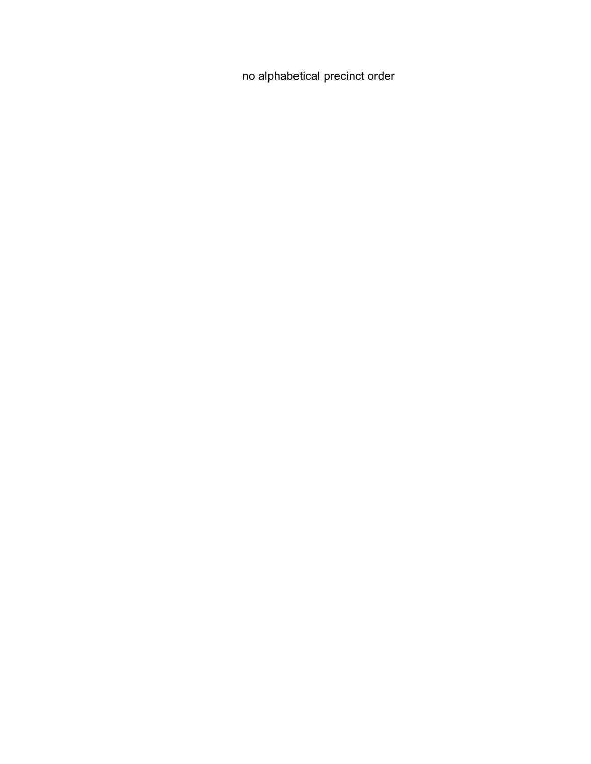no alphabetical precinct order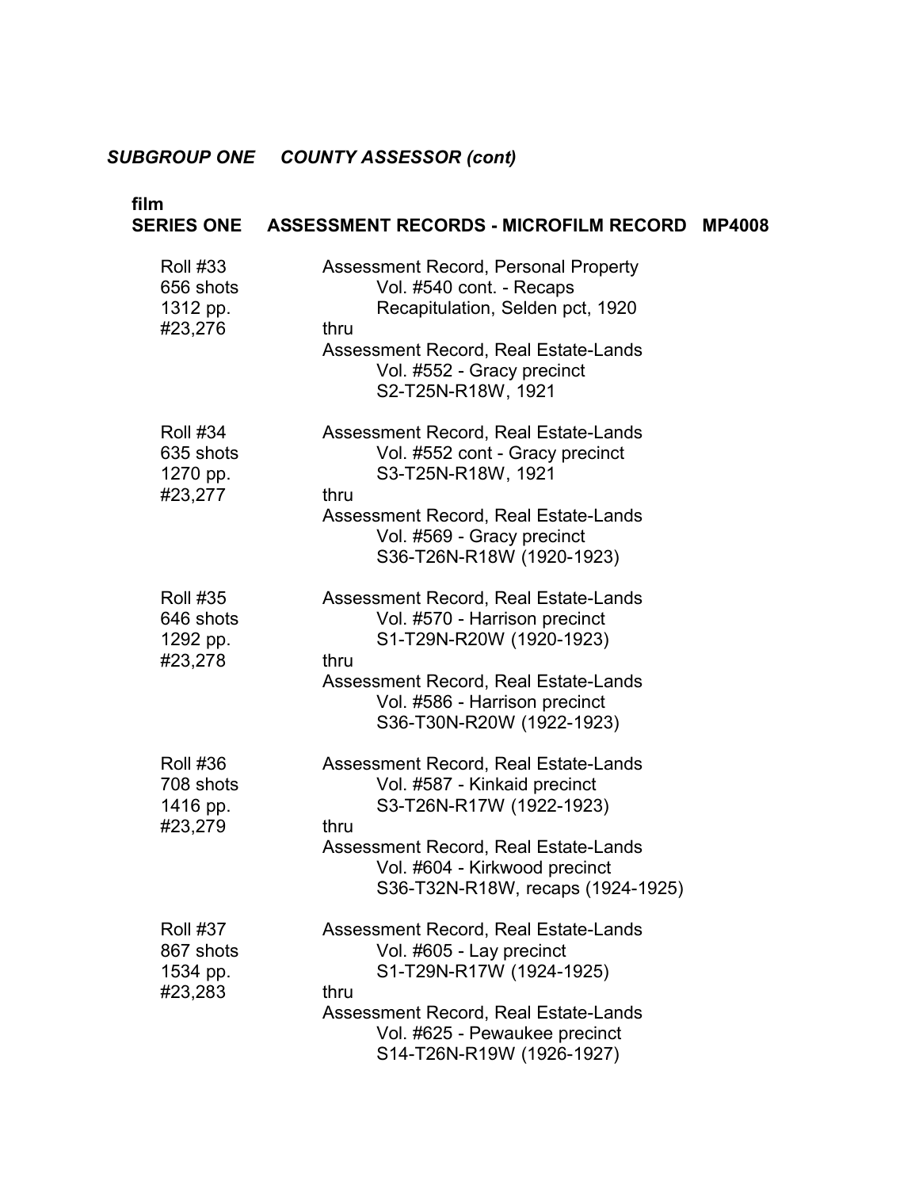***SUBGROUP ONE    COUNTY ASSESSOR (cont)***

**film**
**SERIES ONE    ASSESSMENT RECORDS - MICROFILM RECORD    MP4008**

| | |
|---|---|
| Roll #33<br>656 shots<br>1312 pp.<br>#23,276 | Assessment Record, Personal Property<br>Vol. #540 cont. - Recaps<br>Recapitulation, Selden pct, 1920<br>thru<br>Assessment Record, Real Estate-Lands<br>Vol. #552 - Gracy precinct<br>S2-T25N-R18W, 1921 |
| Roll #34<br>635 shots<br>1270 pp.<br>#23,277 | Assessment Record, Real Estate-Lands<br>Vol. #552 cont - Gracy precinct<br>S3-T25N-R18W, 1921<br>thru<br>Assessment Record, Real Estate-Lands<br>Vol. #569 - Gracy precinct<br>S36-T26N-R18W (1920-1923) |
| Roll #35<br>646 shots<br>1292 pp.<br>#23,278 | Assessment Record, Real Estate-Lands<br>Vol. #570 - Harrison precinct<br>S1-T29N-R20W (1920-1923)<br>thru<br>Assessment Record, Real Estate-Lands<br>Vol. #586 - Harrison precinct<br>S36-T30N-R20W (1922-1923) |
| Roll #36<br>708 shots<br>1416 pp.<br>#23,279 | Assessment Record, Real Estate-Lands<br>Vol. #587 - Kinkaid precinct<br>S3-T26N-R17W (1922-1923)<br>thru<br>Assessment Record, Real Estate-Lands<br>Vol. #604 - Kirkwood precinct<br>S36-T32N-R18W, recaps (1924-1925) |
| Roll #37<br>867 shots<br>1534 pp.<br>#23,283 | Assessment Record, Real Estate-Lands<br>Vol. #605 - Lay precinct<br>S1-T29N-R17W (1924-1925)<br>thru<br>Assessment Record, Real Estate-Lands<br>Vol. #625 - Pewaukee precinct<br>S14-T26N-R19W (1926-1927) |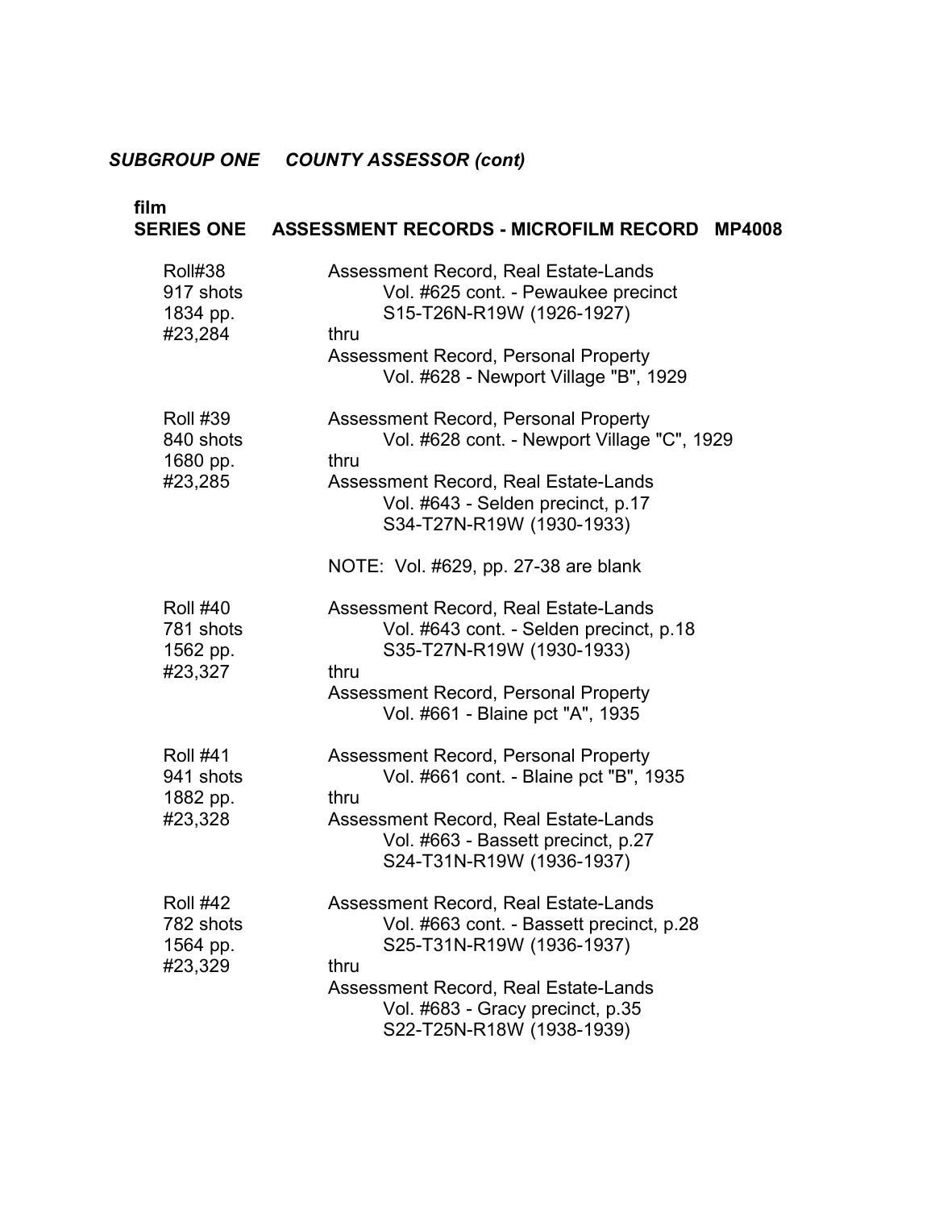## *SUBGROUP ONE COUNTY ASSESSOR (cont)*

### film
### SERIES ONE ASSESSMENT RECORDS - MICROFILM RECORD MP4008

| | |
|---|---|
| Roll#38<br>917 shots<br>1834 pp.<br>#23,284 | Assessment Record, Real Estate-Lands<br>Vol. #625 cont. - Pewaukee precinct<br>S15-T26N-R19W (1926-1927)<br>thru<br>Assessment Record, Personal Property<br>Vol. #628 - Newport Village "B", 1929 |
| Roll #39<br>840 shots<br>1680 pp.<br>#23,285 | Assessment Record, Personal Property<br>Vol. #628 cont. - Newport Village "C", 1929<br>thru<br>Assessment Record, Real Estate-Lands<br>Vol. #643 - Selden precinct, p.17<br>S34-T27N-R19W (1930-1933)<br><br>NOTE: Vol. #629, pp. 27-38 are blank |
| Roll #40<br>781 shots<br>1562 pp.<br>#23,327 | Assessment Record, Real Estate-Lands<br>Vol. #643 cont. - Selden precinct, p.18<br>S35-T27N-R19W (1930-1933)<br>thru<br>Assessment Record, Personal Property<br>Vol. #661 - Blaine pct "A", 1935 |
| Roll #41<br>941 shots<br>1882 pp.<br>#23,328 | Assessment Record, Personal Property<br>Vol. #661 cont. - Blaine pct "B", 1935<br>thru<br>Assessment Record, Real Estate-Lands<br>Vol. #663 - Bassett precinct, p.27<br>S24-T31N-R19W (1936-1937) |
| Roll #42<br>782 shots<br>1564 pp.<br>#23,329 | Assessment Record, Real Estate-Lands<br>Vol. #663 cont. - Bassett precinct, p.28<br>S25-T31N-R19W (1936-1937)<br>thru<br>Assessment Record, Real Estate-Lands<br>Vol. #683 - Gracy precinct, p.35<br>S22-T25N-R18W (1938-1939) |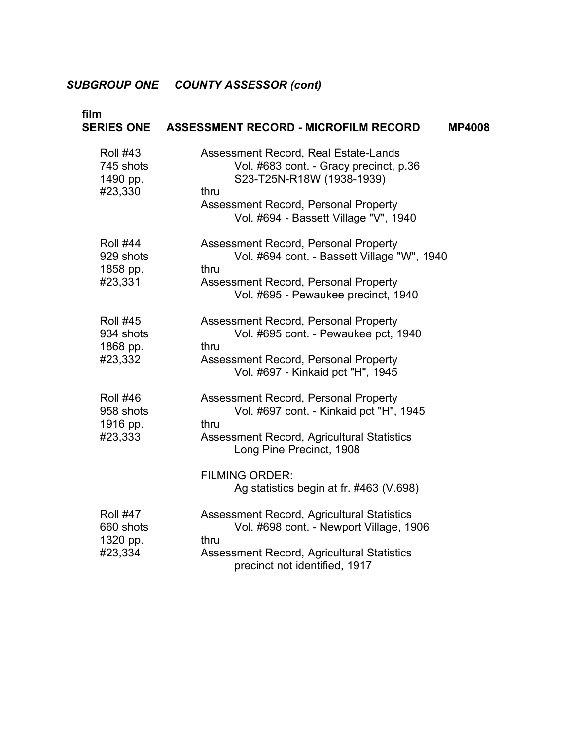## *SUBGROUP ONE     COUNTY ASSESSOR (cont)*

**film**
**SERIES ONE     ASSESSMENT RECORD - MICROFILM RECORD     MP4008**

| | |
|---|---|
| Roll #43<br>745 shots<br>1490 pp.<br>#23,330 | Assessment Record, Real Estate-Lands<br>Vol. #683 cont. - Gracy precinct, p.36<br>S23-T25N-R18W (1938-1939)<br>thru<br>Assessment Record, Personal Property<br>Vol. #694 - Bassett Village "V", 1940 |
| Roll #44<br>929 shots<br>1858 pp.<br>#23,331 | Assessment Record, Personal Property<br>Vol. #694 cont. - Bassett Village "W", 1940<br>thru<br>Assessment Record, Personal Property<br>Vol. #695 - Pewaukee precinct, 1940 |
| Roll #45<br>934 shots<br>1868 pp.<br>#23,332 | Assessment Record, Personal Property<br>Vol. #695 cont. - Pewaukee pct, 1940<br>thru<br>Assessment Record, Personal Property<br>Vol. #697 - Kinkaid pct "H", 1945 |
| Roll #46<br>958 shots<br>1916 pp.<br>#23,333 | Assessment Record, Personal Property<br>Vol. #697 cont. - Kinkaid pct "H", 1945<br>thru<br>Assessment Record, Agricultural Statistics<br>Long Pine Precinct, 1908<br><br>FILMING ORDER:<br>Ag statistics begin at fr. #463 (V.698) |
| Roll #47<br>660 shots<br>1320 pp.<br>#23,334 | Assessment Record, Agricultural Statistics<br>Vol. #698 cont. - Newport Village, 1906<br>thru<br>Assessment Record, Agricultural Statistics<br>precinct not identified, 1917 |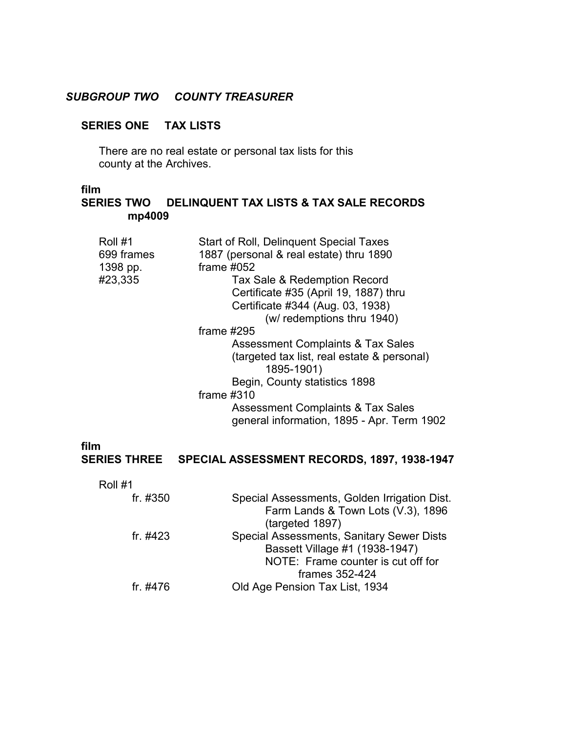## *SUBGROUP TWO COUNTY TREASURER*

### SERIES ONE TAX LISTS

There are no real estate or personal tax lists for this county at the Archives.

**film**

### SERIES TWO DELINQUENT TAX LISTS & TAX SALE RECORDS

**mp4009**

| | |
|---|---|
| Roll #1 | Start of Roll, Delinquent Special Taxes |
| 699 frames | 1887 (personal & real estate) thru 1890 |
| 1398 pp. | frame #052 |
| #23,335 | Tax Sale & Redemption Record<br>Certificate #35 (April 19, 1887) thru<br>Certificate #344 (Aug. 03, 1938)<br>(w/ redemptions thru 1940) |
| | frame #295 |
| | Assessment Complaints & Tax Sales<br>(targeted tax list, real estate & personal)<br>1895-1901)<br>Begin, County statistics 1898 |
| | frame #310 |
| | Assessment Complaints & Tax Sales<br>general information, 1895 - Apr. Term 1902 |

**film**

### SERIES THREE SPECIAL ASSESSMENT RECORDS, 1897, 1938-1947

Roll #1

| | |
|---|---|
| fr. #350 | Special Assessments, Golden Irrigation Dist.<br>Farm Lands & Town Lots (V.3), 1896<br>(targeted 1897) |
| fr. #423 | Special Assessments, Sanitary Sewer Dists<br>Bassett Village #1 (1938-1947)<br>NOTE: Frame counter is cut off for<br>frames 352-424 |
| fr. #476 | Old Age Pension Tax List, 1934 |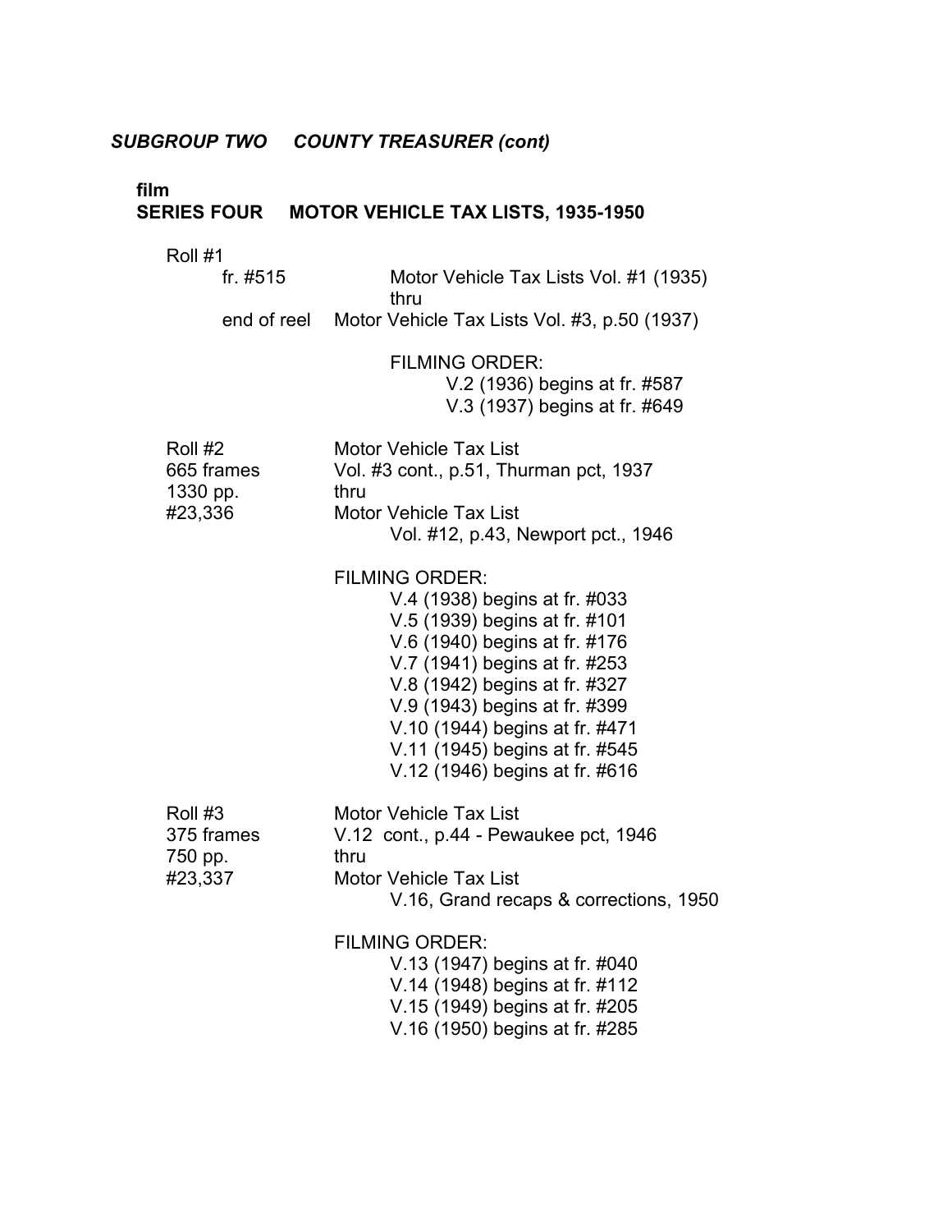***SUBGROUP TWO     COUNTY TREASURER (cont)***

**film**
**SERIES FOUR     MOTOR VEHICLE TAX LISTS, 1935-1950**

Roll #1

| | |
|---|---|
| fr. #515 | Motor Vehicle Tax Lists Vol. #1 (1935) thru |
| end of reel | Motor Vehicle Tax Lists Vol. #3, p.50 (1937) |

FILMING ORDER:
V.2 (1936) begins at fr. #587
V.3 (1937) begins at fr. #649

Roll #2
665 frames
1330 pp.
#23,336

Motor Vehicle Tax List
Vol. #3 cont., p.51, Thurman pct, 1937
thru
Motor Vehicle Tax List
Vol. #12, p.43, Newport pct., 1946

FILMING ORDER:
V.4 (1938) begins at fr. #033
V.5 (1939) begins at fr. #101
V.6 (1940) begins at fr. #176
V.7 (1941) begins at fr. #253
V.8 (1942) begins at fr. #327
V.9 (1943) begins at fr. #399
V.10 (1944) begins at fr. #471
V.11 (1945) begins at fr. #545
V.12 (1946) begins at fr. #616

Roll #3
375 frames
750 pp.
#23,337

Motor Vehicle Tax List
V.12 cont., p.44 - Pewaukee pct, 1946
thru
Motor Vehicle Tax List
V.16, Grand recaps & corrections, 1950

FILMING ORDER:
V.13 (1947) begins at fr. #040
V.14 (1948) begins at fr. #112
V.15 (1949) begins at fr. #205
V.16 (1950) begins at fr. #285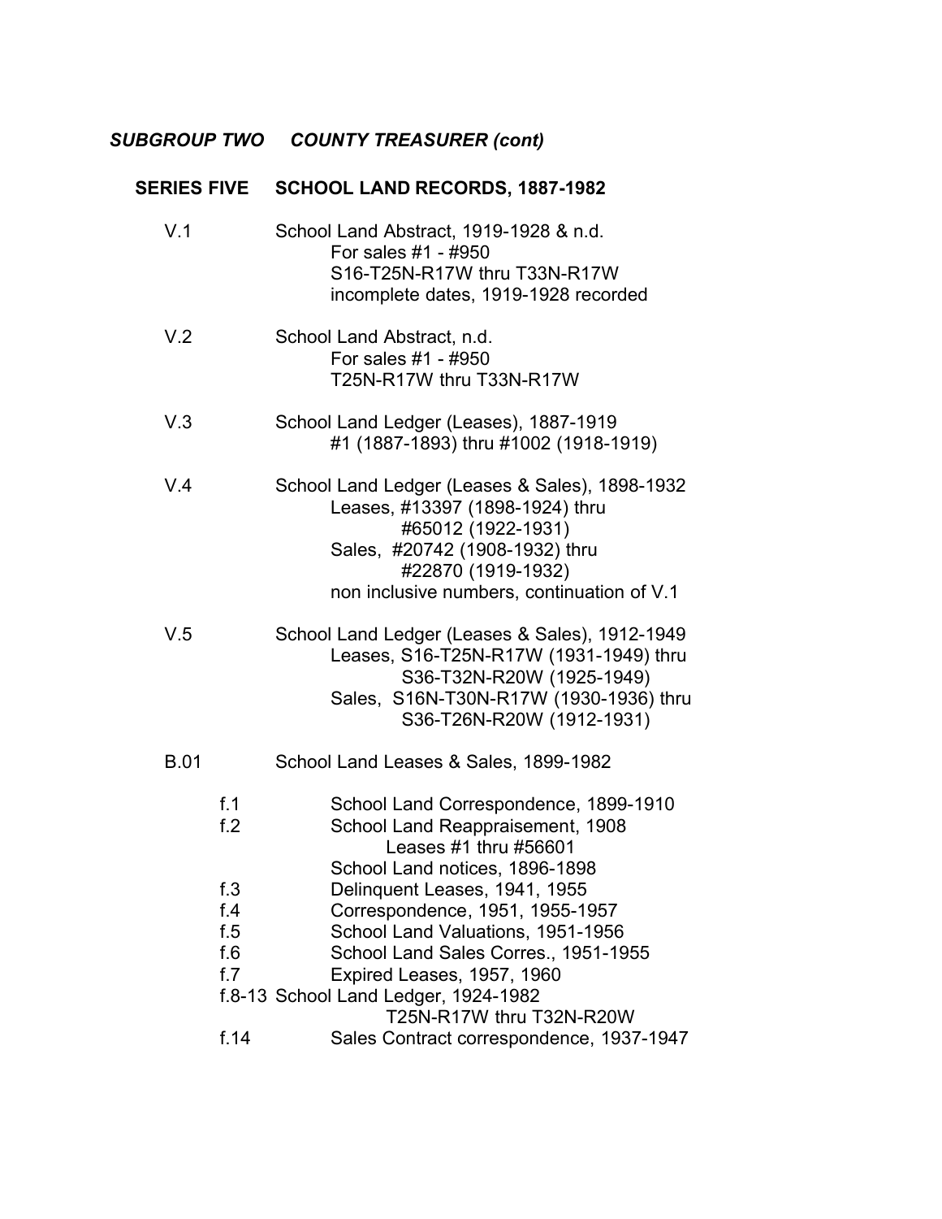***SUBGROUP TWO COUNTY TREASURER (cont)***

## SERIES FIVE SCHOOL LAND RECORDS, 1887-1982

V.1 School Land Abstract, 1919-1928 & n.d.
For sales #1 - #950
S16-T25N-R17W thru T33N-R17W
incomplete dates, 1919-1928 recorded

V.2 School Land Abstract, n.d.
For sales #1 - #950
T25N-R17W thru T33N-R17W

V.3 School Land Ledger (Leases), 1887-1919
#1 (1887-1893) thru #1002 (1918-1919)

V.4 School Land Ledger (Leases & Sales), 1898-1932
Leases, #13397 (1898-1924) thru
#65012 (1922-1931)
Sales, #20742 (1908-1932) thru
#22870 (1919-1932)
non inclusive numbers, continuation of V.1

V.5 School Land Ledger (Leases & Sales), 1912-1949
Leases, S16-T25N-R17W (1931-1949) thru
S36-T32N-R20W (1925-1949)
Sales, S16N-T30N-R17W (1930-1936) thru
S36-T26N-R20W (1912-1931)

B.01 School Land Leases & Sales, 1899-1982

f.1 School Land Correspondence, 1899-1910
f.2 School Land Reappraisement, 1908
Leases #1 thru #56601
School Land notices, 1896-1898
f.3 Delinquent Leases, 1941, 1955
f.4 Correspondence, 1951, 1955-1957
f.5 School Land Valuations, 1951-1956
f.6 School Land Sales Corres., 1951-1955
f.7 Expired Leases, 1957, 1960
f.8-13 School Land Ledger, 1924-1982
T25N-R17W thru T32N-R20W
f.14 Sales Contract correspondence, 1937-1947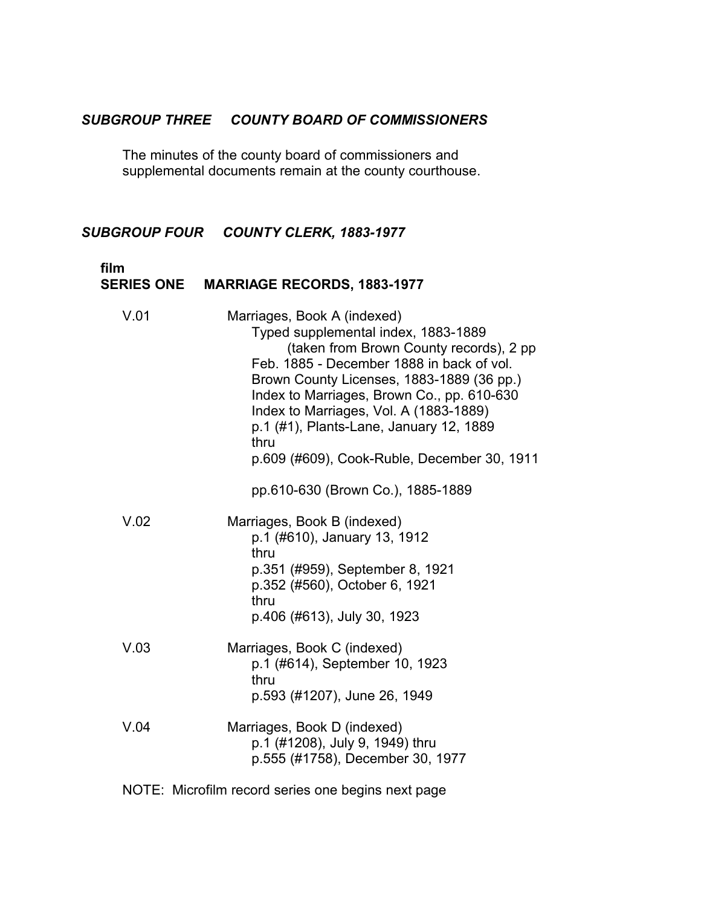## *SUBGROUP THREE COUNTY BOARD OF COMMISSIONERS*

The minutes of the county board of commissioners and supplemental documents remain at the county courthouse.

## *SUBGROUP FOUR COUNTY CLERK, 1883-1977*

**film**
### SERIES ONE MARRIAGE RECORDS, 1883-1977

V.01 Marriages, Book A (indexed)
- Typed supplemental index, 1883-1889
  - (taken from Brown County records), 2 pp
- Feb. 1885 - December 1888 in back of vol.
- Brown County Licenses, 1883-1889 (36 pp.)
- Index to Marriages, Brown Co., pp. 610-630
- Index to Marriages, Vol. A (1883-1889)
- p.1 (#1), Plants-Lane, January 12, 1889
- thru
- p.609 (#609), Cook-Ruble, December 30, 1911
- pp.610-630 (Brown Co.), 1885-1889

V.02 Marriages, Book B (indexed)
- p.1 (#610), January 13, 1912
- thru
- p.351 (#959), September 8, 1921
- p.352 (#560), October 6, 1921
- thru
- p.406 (#613), July 30, 1923

V.03 Marriages, Book C (indexed)
- p.1 (#614), September 10, 1923
- thru
- p.593 (#1207), June 26, 1949

V.04 Marriages, Book D (indexed)
- p.1 (#1208), July 9, 1949) thru
- p.555 (#1758), December 30, 1977

NOTE: Microfilm record series one begins next page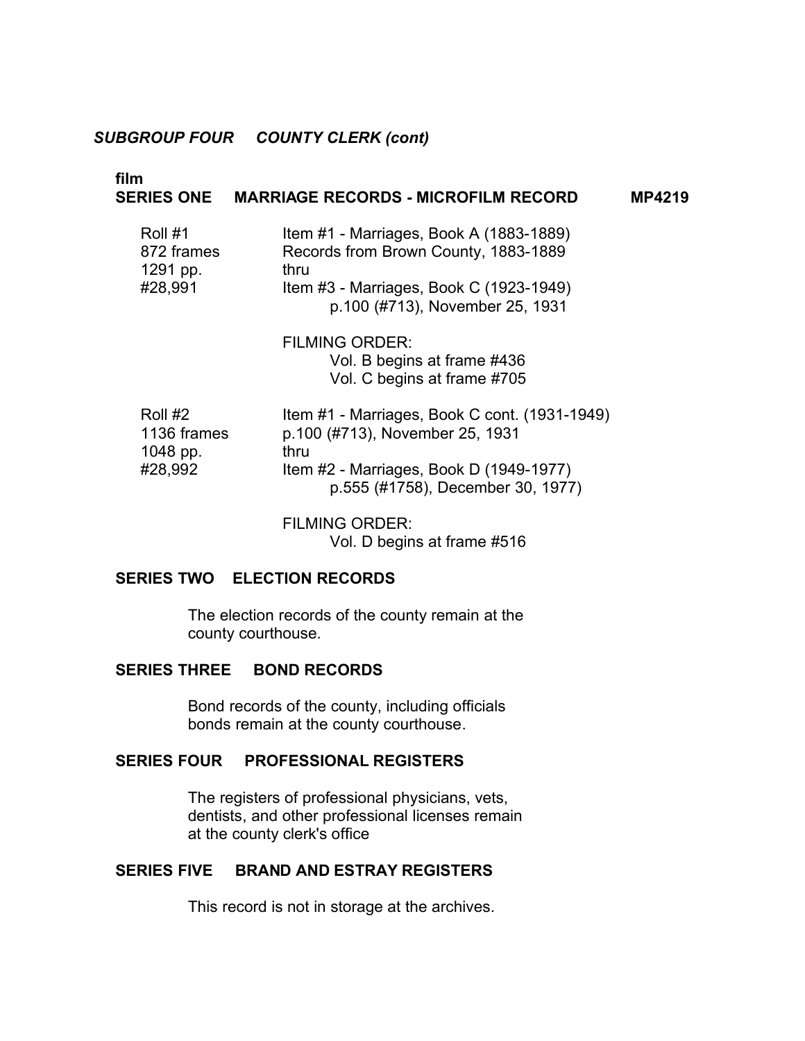## *SUBGROUP FOUR COUNTY CLERK (cont)*

**film**

### SERIES ONE MARRIAGE RECORDS - MICROFILM RECORD MP4219

| | |
|---|---|
| Roll #1<br>872 frames<br>1291 pp.<br>#28,991 | Item #1 - Marriages, Book A (1883-1889)<br>Records from Brown County, 1883-1889<br>thru<br>Item #3 - Marriages, Book C (1923-1949)<br>p.100 (#713), November 25, 1931<br><br>FILMING ORDER:<br>Vol. B begins at frame #436<br>Vol. C begins at frame #705 |
| Roll #2<br>1136 frames<br>1048 pp.<br>#28,992 | Item #1 - Marriages, Book C cont. (1931-1949)<br>p.100 (#713), November 25, 1931<br>thru<br>Item #2 - Marriages, Book D (1949-1977)<br>p.555 (#1758), December 30, 1977<br><br>FILMING ORDER:<br>Vol. D begins at frame #516 |

### SERIES TWO ELECTION RECORDS

The election records of the county remain at the county courthouse.

### SERIES THREE BOND RECORDS

Bond records of the county, including officials bonds remain at the county courthouse.

### SERIES FOUR PROFESSIONAL REGISTERS

The registers of professional physicians, vets, dentists, and other professional licenses remain at the county clerk's office

### SERIES FIVE BRAND AND ESTRAY REGISTERS

This record is not in storage at the archives.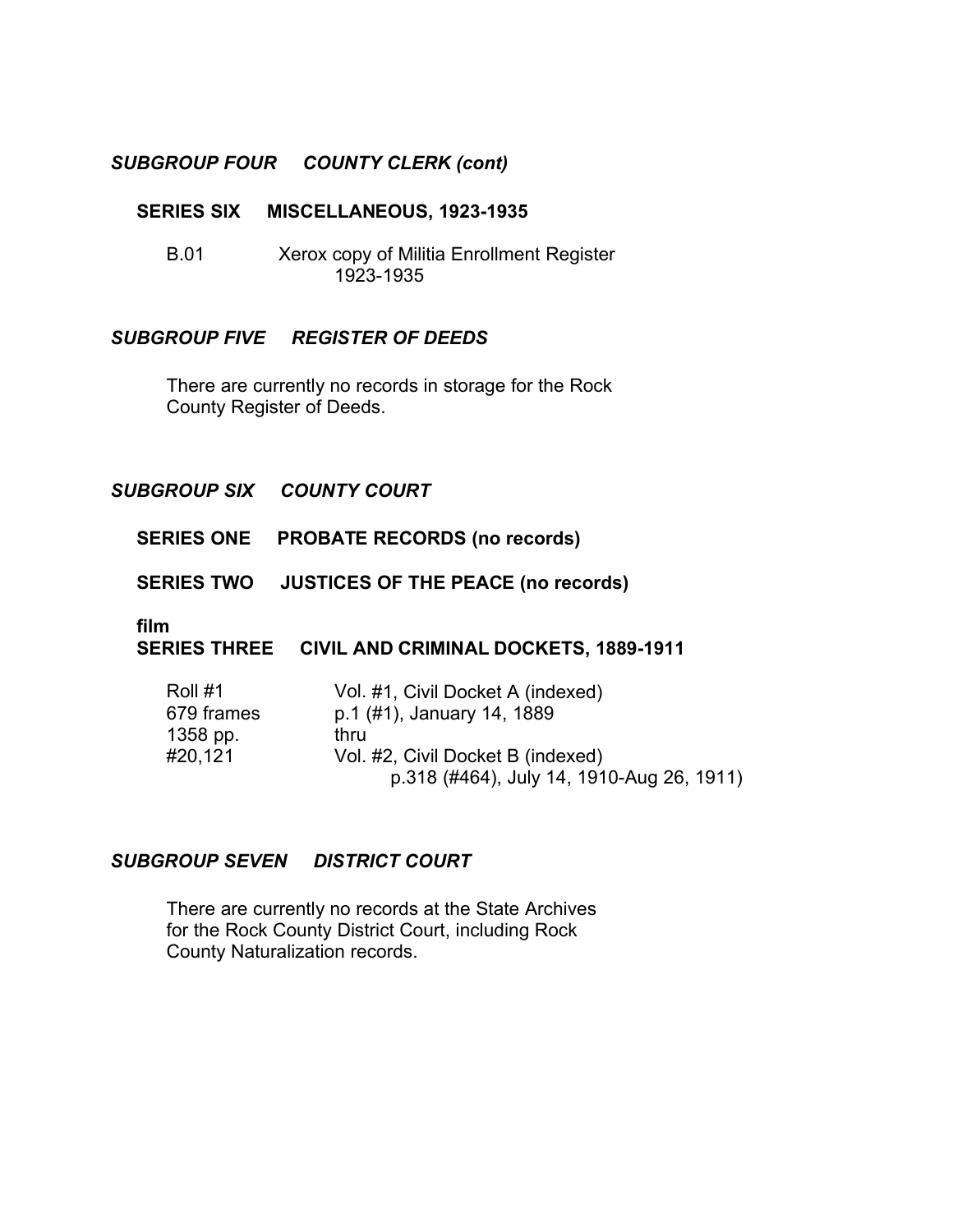## *SUBGROUP FOUR COUNTY CLERK (cont)*

### SERIES SIX MISCELLANEOUS, 1923-1935

B.01 Xerox copy of Militia Enrollment Register
1923-1935

## *SUBGROUP FIVE REGISTER OF DEEDS*

There are currently no records in storage for the Rock County Register of Deeds.

## *SUBGROUP SIX COUNTY COURT*

### SERIES ONE PROBATE RECORDS (no records)

### SERIES TWO JUSTICES OF THE PEACE (no records)

**film**

### SERIES THREE CIVIL AND CRIMINAL DOCKETS, 1889-1911

| | |
|---|---|
| Roll #1 | Vol. #1, Civil Docket A (indexed) |
| 679 frames | p.1 (#1), January 14, 1889 |
| 1358 pp. | thru |
| #20,121 | Vol. #2, Civil Docket B (indexed) |
| | p.318 (#464), July 14, 1910-Aug 26, 1911) |

## *SUBGROUP SEVEN DISTRICT COURT*

There are currently no records at the State Archives for the Rock County District Court, including Rock County Naturalization records.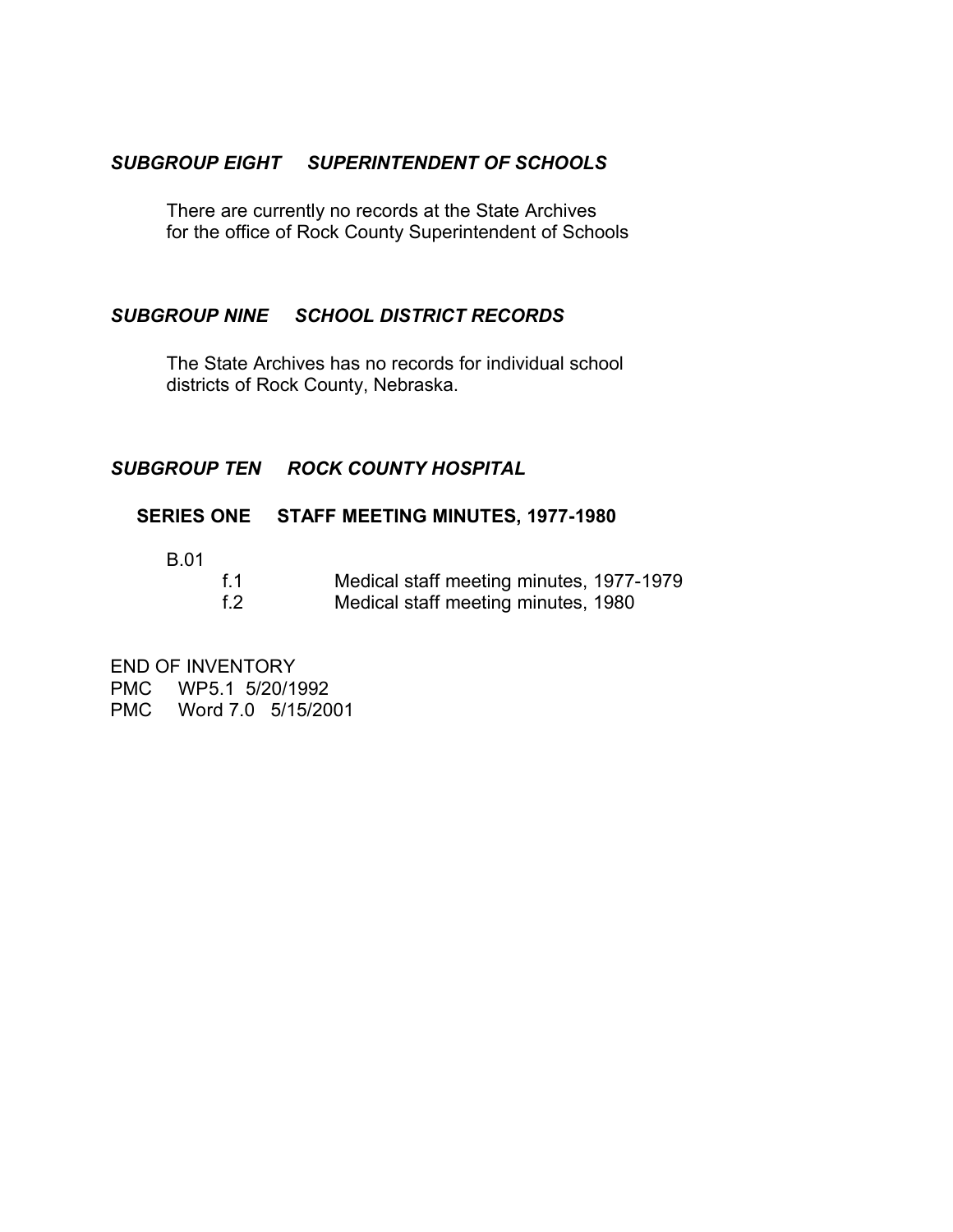## *SUBGROUP EIGHT SUPERINTENDENT OF SCHOOLS*

There are currently no records at the State Archives for the office of Rock County Superintendent of Schools

## *SUBGROUP NINE SCHOOL DISTRICT RECORDS*

The State Archives has no records for individual school districts of Rock County, Nebraska.

## *SUBGROUP TEN ROCK COUNTY HOSPITAL*

### SERIES ONE STAFF MEETING MINUTES, 1977-1980

B.01

| | | |
|---|---|---|
| | f.1 | Medical staff meeting minutes, 1977-1979 |
| | f.2 | Medical staff meeting minutes, 1980 |

END OF INVENTORY
PMC WP5.1 5/20/1992
PMC Word 7.0 5/15/2001